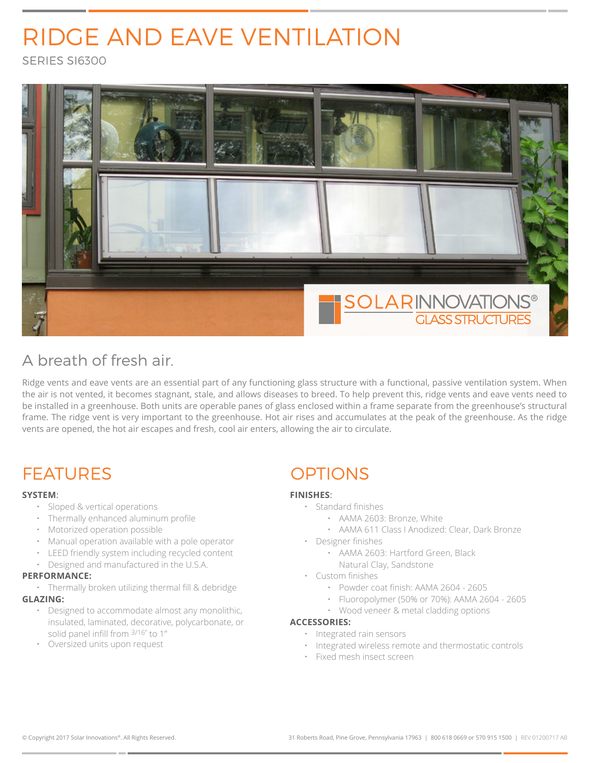# RIDGE AND EAVE VENTILATION

SERIES SI6300

## A breath of fresh air.

Ridge vents and eave vents are an essential part of any functioning glass structure with a functional, passive ventilation system. When the air is not vented, it becomes stagnant, stale, and allows diseases to breed. To help prevent this, ridge vents and eave vents need to be installed in a greenhouse. Both units are operable panes of glass enclosed within a frame separate from the greenhouse's structural frame. The ridge vent is very important to the greenhouse. Hot air rises and accumulates at the peak of the greenhouse. As the ridge vents are opened, the hot air escapes and fresh, cool air enters, allowing the air to circulate.

## FEATURES

**SYSTEM**:

- Sloped & vertical operations
- Thermally enhanced aluminum profile
- Motorized operation possible
- Manual operation available with a pole operator
- LEED friendly system including recycled content
- Designed and manufactured in the U.S.A.

**PERFORMANCE:**

- Thermally broken utilizing thermal fill & debridge

**GLAZING:**

- Designed to accommodate almost any monolithic, insulated, laminated, decorative, polycarbonate, or solid panel infill from 3/16" to 1"
- Oversized units upon request

## OPTIONS

**FINISHES**:

- Standard finishes
  - AAMA 2603: Bronze, White
  - AAMA 611 Class I Anodized: Clear, Dark Bronze
- Designer finishes
  - AAMA 2603: Hartford Green, Black Natural Clay, Sandstone
- Custom finishes
  - Powder coat finish: AAMA 2604 - 2605
  - Fluoropolymer (50% or 70%): AAMA 2604 - 2605
  - Wood veneer & metal cladding options

**ACCESSORIES:**

- Integrated rain sensors
- Integrated wireless remote and thermostatic controls
- Fixed mesh insect screen

© Copyright 2017 Solar Innovations®. All Rights Reserved.

31 Roberts Road, Pine Grove, Pennsylvania 17963 | 800 618 0669 or 570 915 1500 | REV 01200717 AB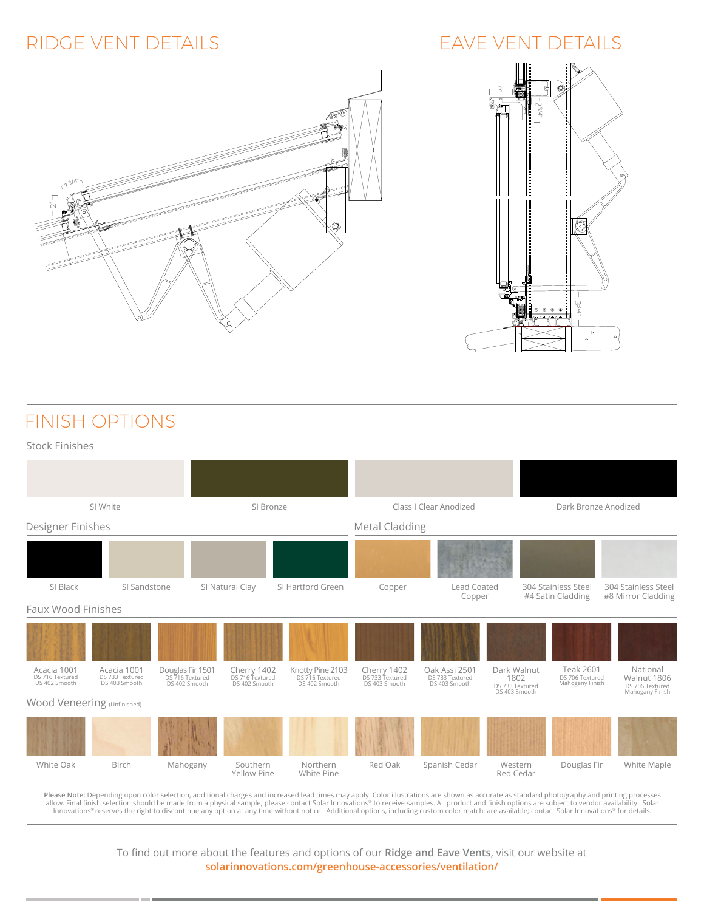## RIDGE VENT DETAILS

1 3/4"

2"

## EAVE VENT DETAILS

3"

2 3/4"

3 3/4"

## FINISH OPTIONS

### Stock Finishes

SI White

SI Bronze

Class I Clear Anodized

Dark Bronze Anodized

### Designer Finishes

SI Black

SI Sandstone

SI Natural Clay

SI Hartford Green

### Metal Cladding

Copper

Lead Coated Copper

304 Stainless Steel #4 Satin Cladding

304 Stainless Steel #8 Mirror Cladding

### Faux Wood Finishes

Acacia 1001
DS 716 Textured
DS 402 Smooth

Acacia 1001
DS 733 Textured
DS 403 Smooth

Douglas Fir 1501
DS 716 Textured
DS 402 Smooth

Cherry 1402
DS 716 Textured
DS 402 Smooth

Knotty Pine 2103
DS 716 Textured
DS 402 Smooth

Cherry 1402
DS 733 Textured
DS 403 Smooth

Oak Assi 2501
DS 733 Textured
DS 403 Smooth

Dark Walnut 1802
DS 733 Textured
DS 403 Smooth

Teak 2601
DS 706 Textured
Mahogany Finish

National Walnut 1806
DS 706 Textured
Mahogany Finish

### Wood Veneering (Unfinished)

White Oak

Birch

Mahogany

Southern Yellow Pine

Northern White Pine

Red Oak

Spanish Cedar

Western Red Cedar

Douglas Fir

White Maple

**Please Note:** Depending upon color selection, additional charges and increased lead times may apply. Color illustrations are shown as accurate as standard photography and printing processes allow. Final finish selection should be made from a physical sample; please contact Solar Innovations® to receive samples. All product and finish options are subject to vendor availability. Solar Innovations® reserves the right to discontinue any option at any time without notice. Additional options, including custom color match, are available; contact Solar Innovations® for details.

To find out more about the features and options of our **Ridge and Eave Vents**, visit our website at solarinnovations.com/greenhouse-accessories/ventilation/